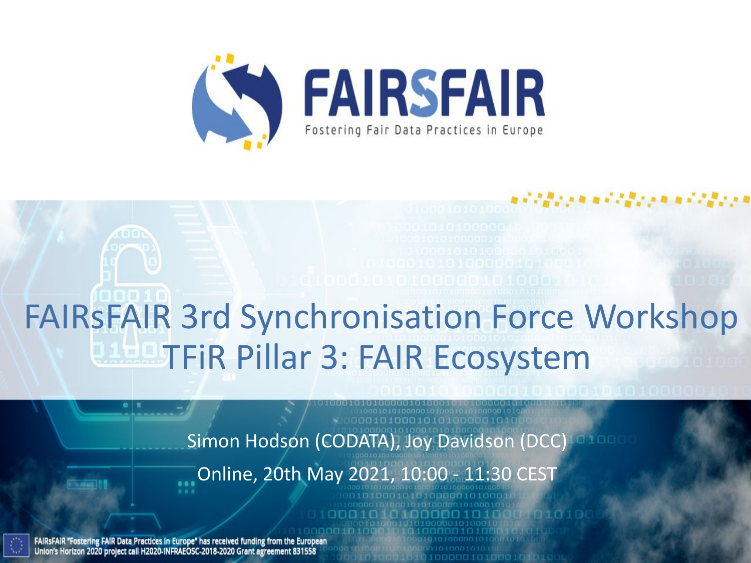# FAIRSFAIR

Fostering Fair Data Practices in Europe

# FAIRsFAIR 3rd Synchronisation Force Workshop TFiR Pillar 3: FAIR Ecosystem

Simon Hodson (CODATA), Joy Davidson (DCC)

Online, 20th May 2021, 10:00 - 11:30 CEST

FAIRsFAIR "Fostering FAIR Data Practices in Europe" has received funding from the European Union's Horizon 2020 project call H2020-INFRAEOSC-2018-2020 Grant agreement 831558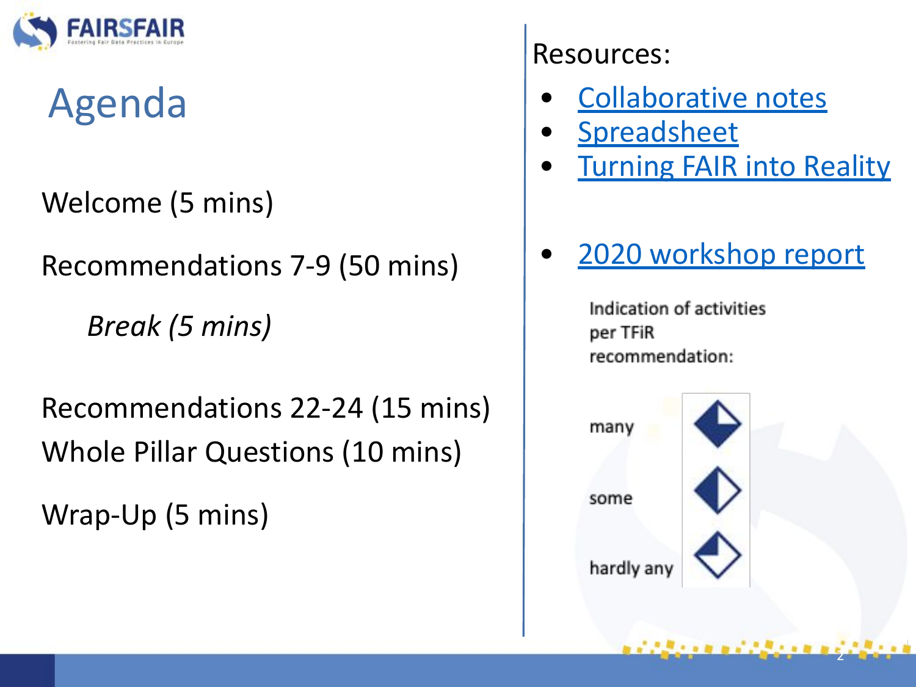# Agenda

Welcome (5 mins)

Recommendations 7-9 (50 mins)

*Break (5 mins)*

Recommendations 22-24 (15 mins)

Whole Pillar Questions (10 mins)

Wrap-Up (5 mins)

Resources:

- Collaborative notes
- Spreadsheet
- Turning FAIR into Reality
- 2020 workshop report

Indication of activities per TFiR recommendation:

many

some

hardly any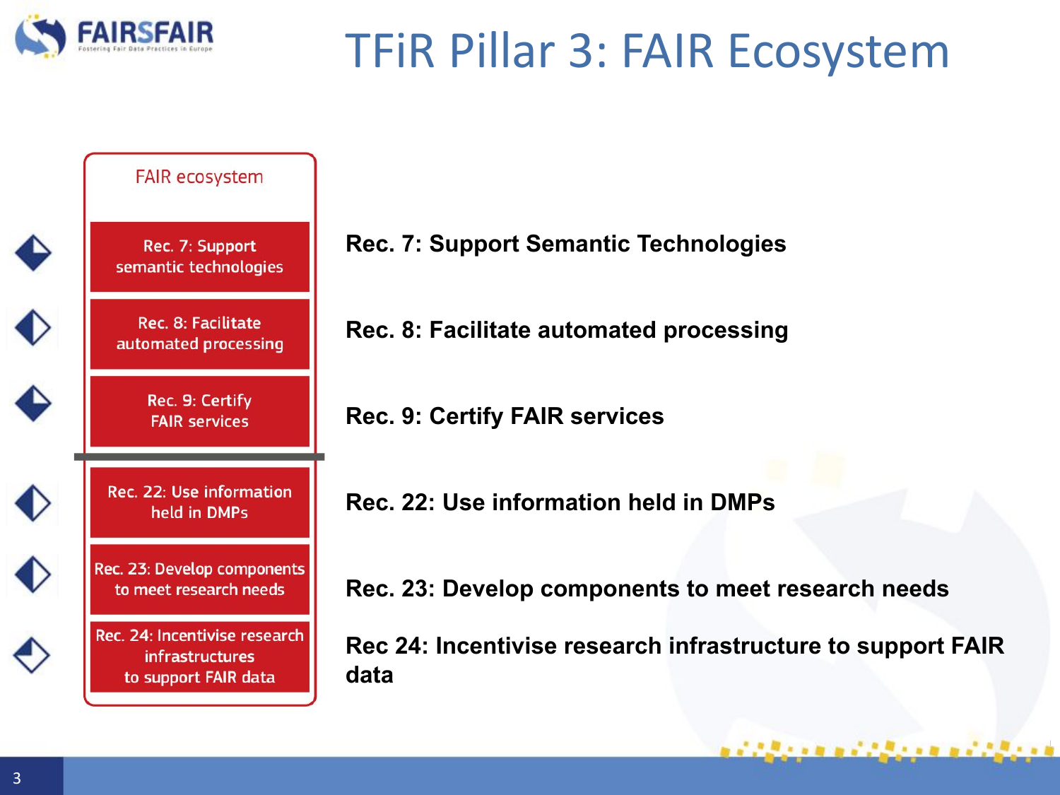# TFiR Pillar 3: FAIR Ecosystem

FAIR ecosystem

- Rec. 7: Support semantic technologies
- Rec. 8: Facilitate automated processing
- Rec. 9: Certify FAIR services
- Rec. 22: Use information held in DMPs
- Rec. 23: Develop components to meet research needs
- Rec. 24: Incentivise research infrastructures to support FAIR data

**Rec. 7: Support Semantic Technologies**

**Rec. 8: Facilitate automated processing**

**Rec. 9: Certify FAIR services**

**Rec. 22: Use information held in DMPs**

**Rec. 23: Develop components to meet research needs**

**Rec 24: Incentivise research infrastructure to support FAIR data**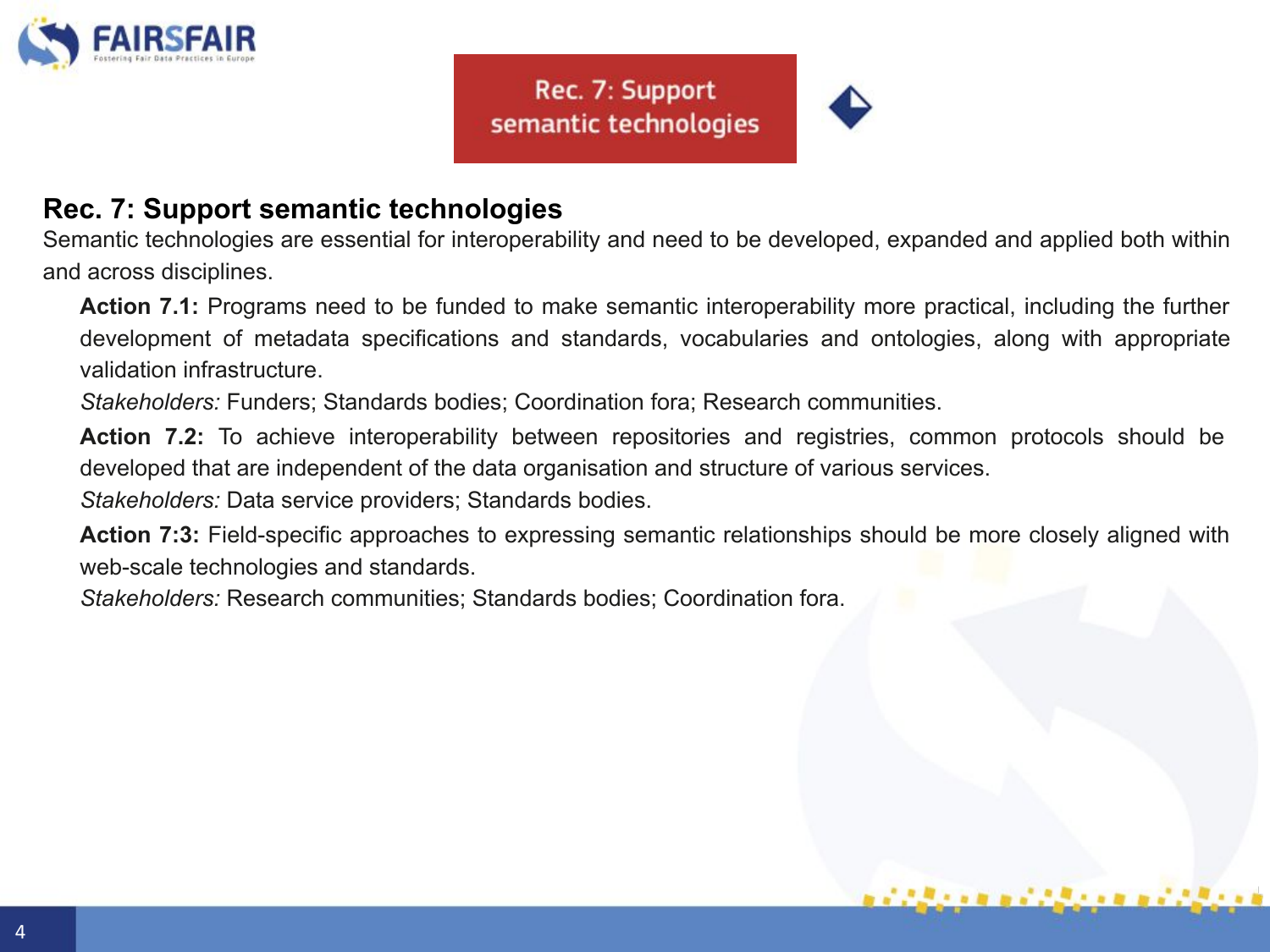Rec. 7: Support semantic technologies

## Rec. 7: Support semantic technologies

Semantic technologies are essential for interoperability and need to be developed, expanded and applied both within and across disciplines.

**Action 7.1:** Programs need to be funded to make semantic interoperability more practical, including the further development of metadata specifications and standards, vocabularies and ontologies, along with appropriate validation infrastructure.

*Stakeholders:* Funders; Standards bodies; Coordination fora; Research communities.

**Action 7.2:** To achieve interoperability between repositories and registries, common protocols should be developed that are independent of the data organisation and structure of various services.

*Stakeholders:* Data service providers; Standards bodies.

**Action 7:3:** Field-specific approaches to expressing semantic relationships should be more closely aligned with web-scale technologies and standards.

*Stakeholders:* Research communities; Standards bodies; Coordination fora.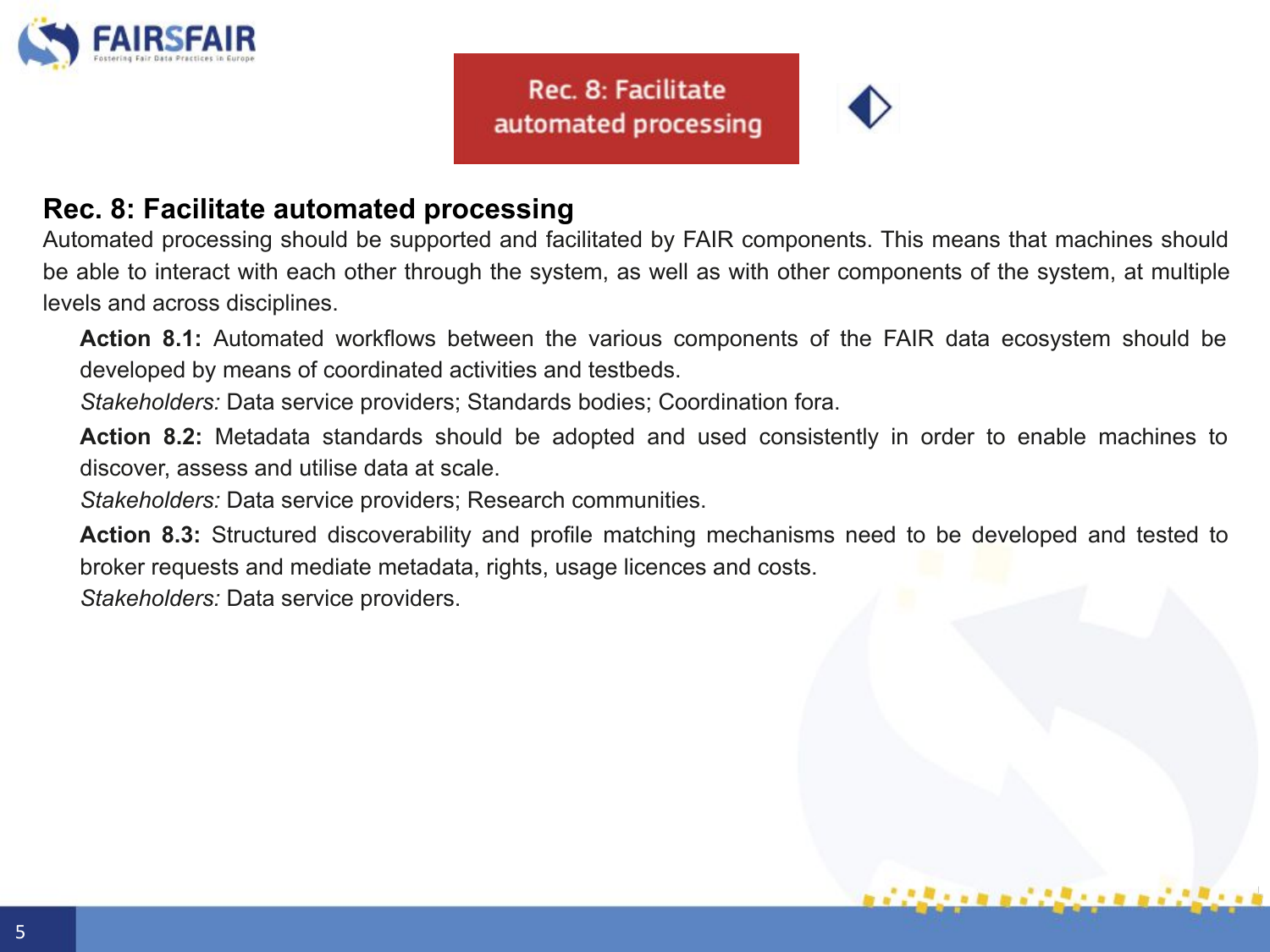Rec. 8: Facilitate automated processing

## Rec. 8: Facilitate automated processing

Automated processing should be supported and facilitated by FAIR components. This means that machines should be able to interact with each other through the system, as well as with other components of the system, at multiple levels and across disciplines.

**Action 8.1:** Automated workflows between the various components of the FAIR data ecosystem should be developed by means of coordinated activities and testbeds.
*Stakeholders:* Data service providers; Standards bodies; Coordination fora.

**Action 8.2:** Metadata standards should be adopted and used consistently in order to enable machines to discover, assess and utilise data at scale.
*Stakeholders:* Data service providers; Research communities.

**Action 8.3:** Structured discoverability and profile matching mechanisms need to be developed and tested to broker requests and mediate metadata, rights, usage licences and costs.
*Stakeholders:* Data service providers.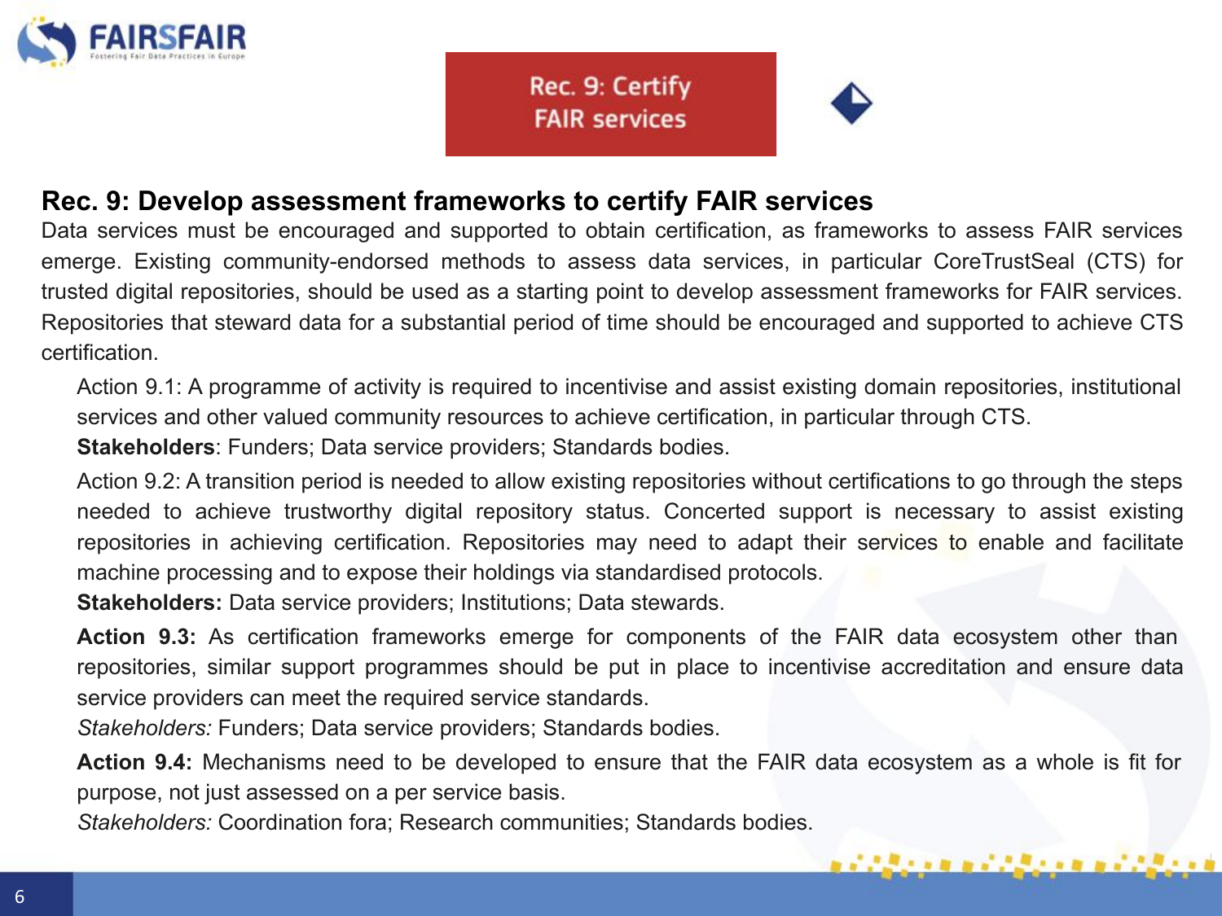Rec. 9: Certify FAIR services

## Rec. 9: Develop assessment frameworks to certify FAIR services

Data services must be encouraged and supported to obtain certification, as frameworks to assess FAIR services emerge. Existing community-endorsed methods to assess data services, in particular CoreTrustSeal (CTS) for trusted digital repositories, should be used as a starting point to develop assessment frameworks for FAIR services. Repositories that steward data for a substantial period of time should be encouraged and supported to achieve CTS certification.

Action 9.1: A programme of activity is required to incentivise and assist existing domain repositories, institutional services and other valued community resources to achieve certification, in particular through CTS.
**Stakeholders**: Funders; Data service providers; Standards bodies.

Action 9.2: A transition period is needed to allow existing repositories without certifications to go through the steps needed to achieve trustworthy digital repository status. Concerted support is necessary to assist existing repositories in achieving certification. Repositories may need to adapt their services to enable and facilitate machine processing and to expose their holdings via standardised protocols.
**Stakeholders:** Data service providers; Institutions; Data stewards.

**Action 9.3:** As certification frameworks emerge for components of the FAIR data ecosystem other than repositories, similar support programmes should be put in place to incentivise accreditation and ensure data service providers can meet the required service standards.
*Stakeholders:* Funders; Data service providers; Standards bodies.

**Action 9.4:** Mechanisms need to be developed to ensure that the FAIR data ecosystem as a whole is fit for purpose, not just assessed on a per service basis.
*Stakeholders:* Coordination fora; Research communities; Standards bodies.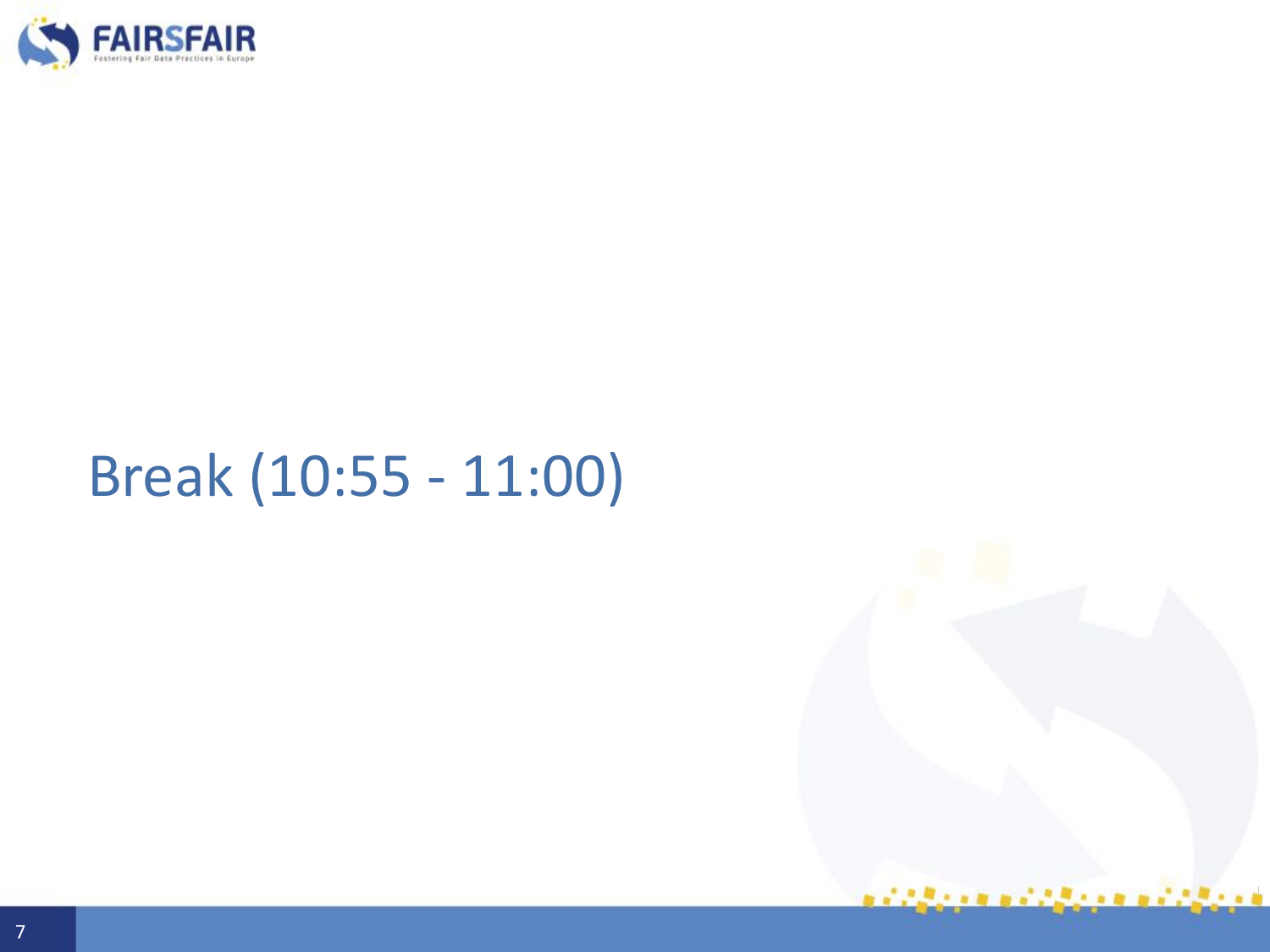# Break (10:55 - 11:00)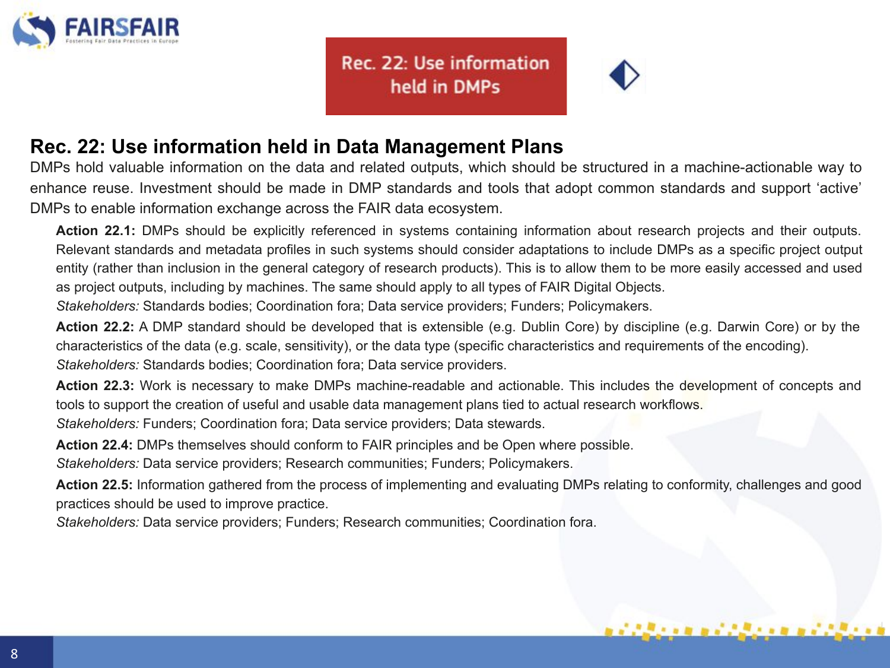Rec. 22: Use information held in DMPs

## Rec. 22: Use information held in Data Management Plans

DMPs hold valuable information on the data and related outputs, which should be structured in a machine-actionable way to enhance reuse. Investment should be made in DMP standards and tools that adopt common standards and support 'active' DMPs to enable information exchange across the FAIR data ecosystem.

**Action 22.1:** DMPs should be explicitly referenced in systems containing information about research projects and their outputs. Relevant standards and metadata profiles in such systems should consider adaptations to include DMPs as a specific project output entity (rather than inclusion in the general category of research products). This is to allow them to be more easily accessed and used as project outputs, including by machines. The same should apply to all types of FAIR Digital Objects.
*Stakeholders:* Standards bodies; Coordination fora; Data service providers; Funders; Policymakers.

**Action 22.2:** A DMP standard should be developed that is extensible (e.g. Dublin Core) by discipline (e.g. Darwin Core) or by the characteristics of the data (e.g. scale, sensitivity), or the data type (specific characteristics and requirements of the encoding).
*Stakeholders:* Standards bodies; Coordination fora; Data service providers.

**Action 22.3:** Work is necessary to make DMPs machine-readable and actionable. This includes the development of concepts and tools to support the creation of useful and usable data management plans tied to actual research workflows.
*Stakeholders:* Funders; Coordination fora; Data service providers; Data stewards.

**Action 22.4:** DMPs themselves should conform to FAIR principles and be Open where possible.
*Stakeholders:* Data service providers; Research communities; Funders; Policymakers.

**Action 22.5:** Information gathered from the process of implementing and evaluating DMPs relating to conformity, challenges and good practices should be used to improve practice.
*Stakeholders:* Data service providers; Funders; Research communities; Coordination fora.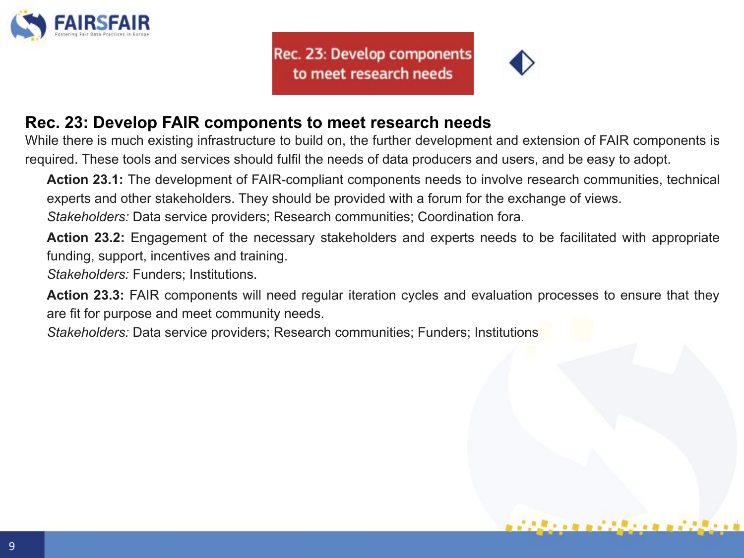Rec. 23: Develop components to meet research needs

## Rec. 23: Develop FAIR components to meet research needs

While there is much existing infrastructure to build on, the further development and extension of FAIR components is required. These tools and services should fulfil the needs of data producers and users, and be easy to adopt.

**Action 23.1:** The development of FAIR-compliant components needs to involve research communities, technical experts and other stakeholders. They should be provided with a forum for the exchange of views.
*Stakeholders:* Data service providers; Research communities; Coordination fora.

**Action 23.2:** Engagement of the necessary stakeholders and experts needs to be facilitated with appropriate funding, support, incentives and training.
*Stakeholders:* Funders; Institutions.

**Action 23.3:** FAIR components will need regular iteration cycles and evaluation processes to ensure that they are fit for purpose and meet community needs.
*Stakeholders:* Data service providers; Research communities; Funders; Institutions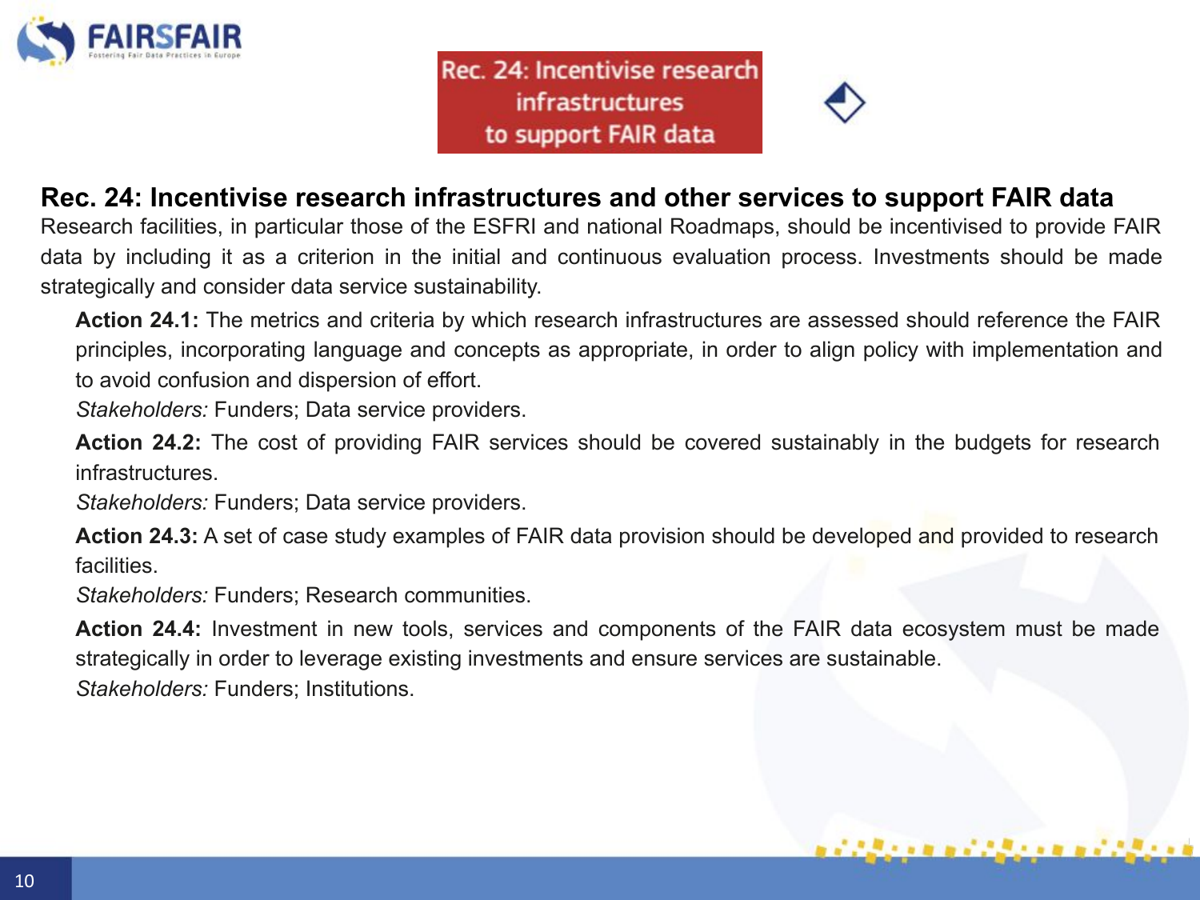Rec. 24: Incentivise research infrastructures to support FAIR data

## Rec. 24: Incentivise research infrastructures and other services to support FAIR data

Research facilities, in particular those of the ESFRI and national Roadmaps, should be incentivised to provide FAIR data by including it as a criterion in the initial and continuous evaluation process. Investments should be made strategically and consider data service sustainability.

**Action 24.1:** The metrics and criteria by which research infrastructures are assessed should reference the FAIR principles, incorporating language and concepts as appropriate, in order to align policy with implementation and to avoid confusion and dispersion of effort.
*Stakeholders:* Funders; Data service providers.

**Action 24.2:** The cost of providing FAIR services should be covered sustainably in the budgets for research infrastructures.
*Stakeholders:* Funders; Data service providers.

**Action 24.3:** A set of case study examples of FAIR data provision should be developed and provided to research facilities.
*Stakeholders:* Funders; Research communities.

**Action 24.4:** Investment in new tools, services and components of the FAIR data ecosystem must be made strategically in order to leverage existing investments and ensure services are sustainable.
*Stakeholders:* Funders; Institutions.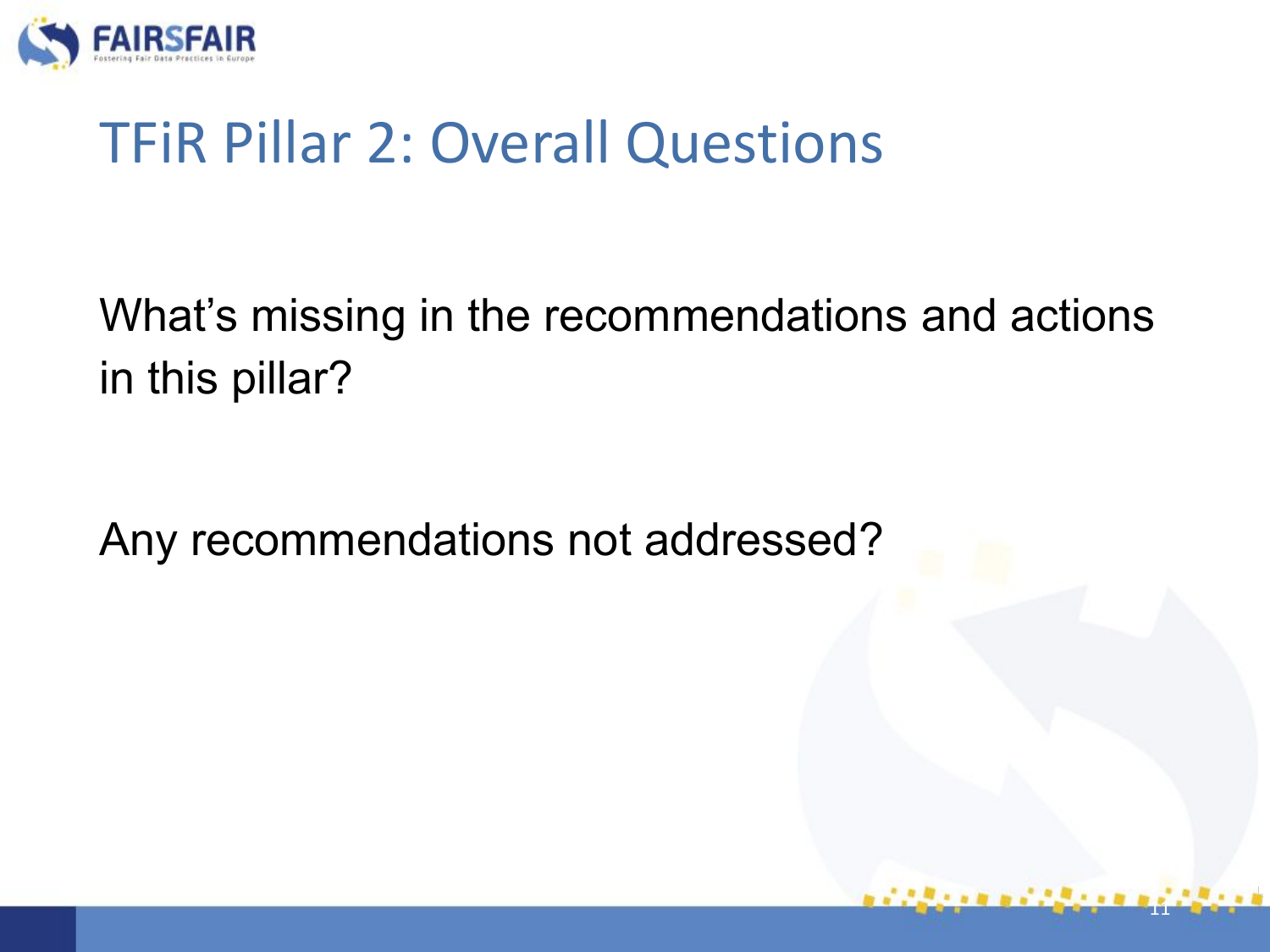# TFiR Pillar 2: Overall Questions

What's missing in the recommendations and actions in this pillar?

Any recommendations not addressed?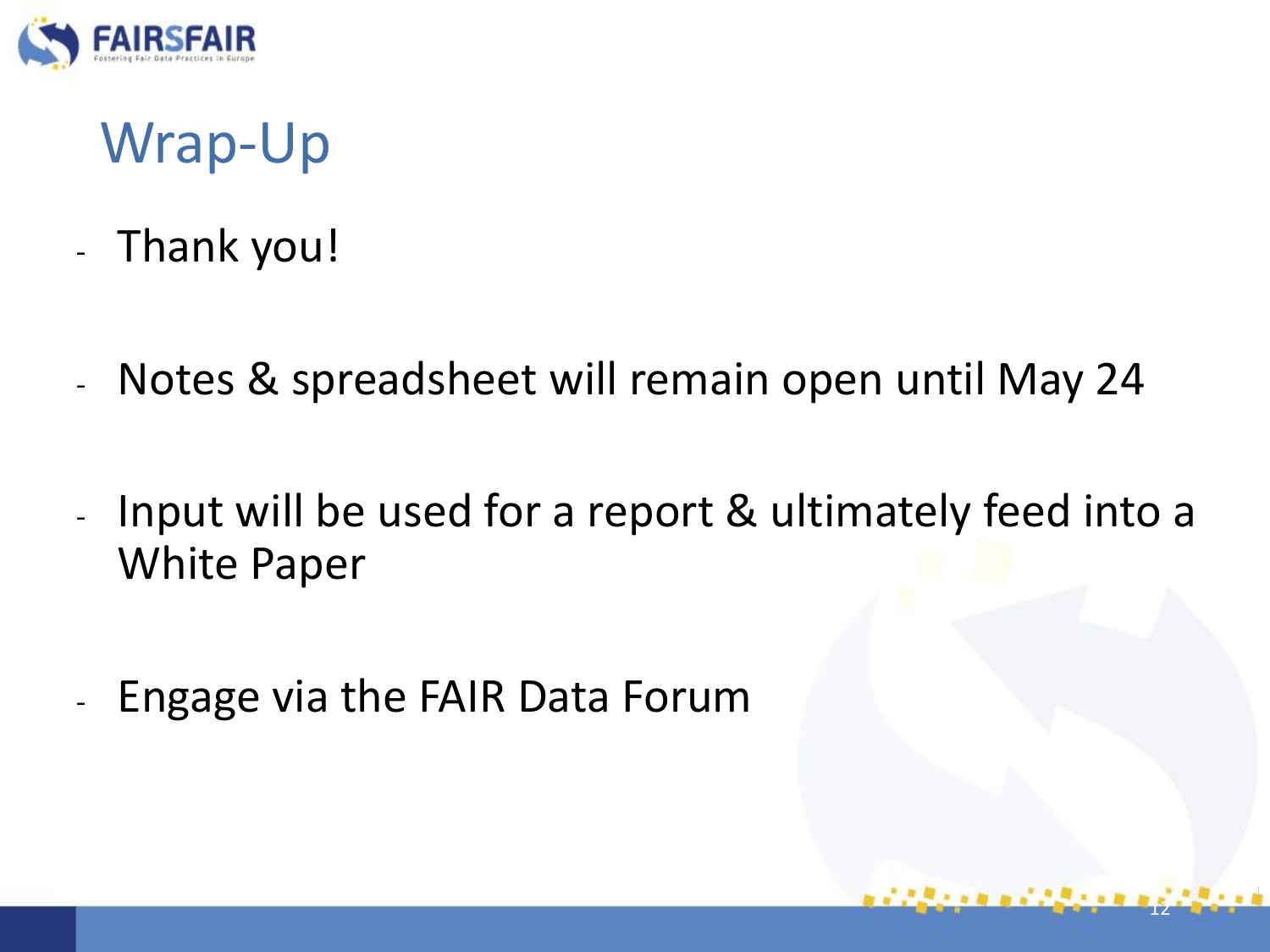# Wrap-Up

- Thank you!
- Notes & spreadsheet will remain open until May 24
- Input will be used for a report & ultimately feed into a White Paper
- Engage via the FAIR Data Forum